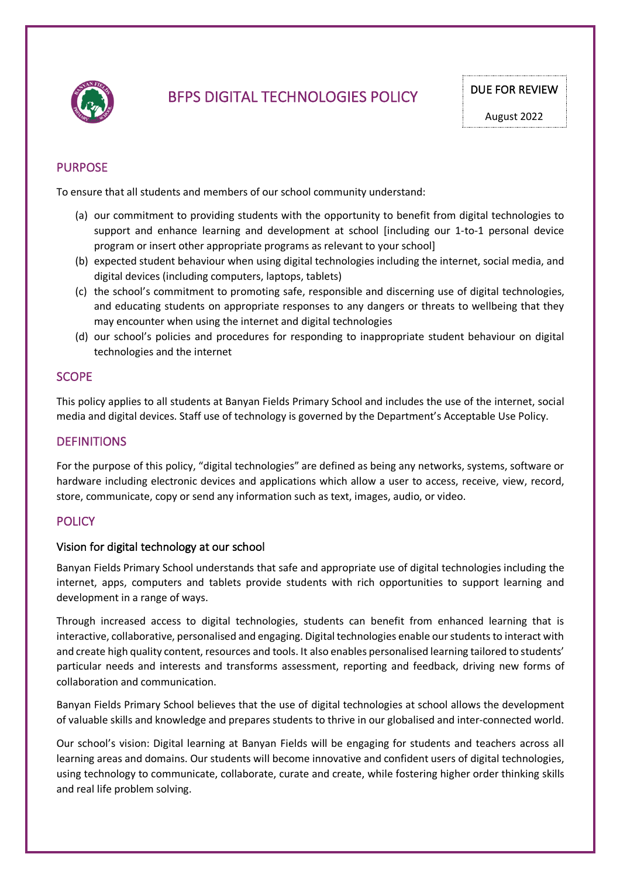# BFPS DIGITAL TECHNOLOGIES POLICY

DUE FOR REVIEW

August 2022

## PURPOSE

To ensure that all students and members of our school community understand:

(a) our commitment to providing students with the opportunity to benefit from digital technologies to support and enhance learning and development at school [including our 1-to-1 personal device program or insert other appropriate programs as relevant to your school]
(b) expected student behaviour when using digital technologies including the internet, social media, and digital devices (including computers, laptops, tablets)
(c) the school's commitment to promoting safe, responsible and discerning use of digital technologies, and educating students on appropriate responses to any dangers or threats to wellbeing that they may encounter when using the internet and digital technologies
(d) our school's policies and procedures for responding to inappropriate student behaviour on digital technologies and the internet

## SCOPE

This policy applies to all students at Banyan Fields Primary School and includes the use of the internet, social media and digital devices. Staff use of technology is governed by the Department's Acceptable Use Policy.

## DEFINITIONS

For the purpose of this policy, "digital technologies" are defined as being any networks, systems, software or hardware including electronic devices and applications which allow a user to access, receive, view, record, store, communicate, copy or send any information such as text, images, audio, or video.

## POLICY

### Vision for digital technology at our school

Banyan Fields Primary School understands that safe and appropriate use of digital technologies including the internet, apps, computers and tablets provide students with rich opportunities to support learning and development in a range of ways.

Through increased access to digital technologies, students can benefit from enhanced learning that is interactive, collaborative, personalised and engaging. Digital technologies enable our students to interact with and create high quality content, resources and tools. It also enables personalised learning tailored to students' particular needs and interests and transforms assessment, reporting and feedback, driving new forms of collaboration and communication.

Banyan Fields Primary School believes that the use of digital technologies at school allows the development of valuable skills and knowledge and prepares students to thrive in our globalised and inter-connected world.

Our school's vision: Digital learning at Banyan Fields will be engaging for students and teachers across all learning areas and domains. Our students will become innovative and confident users of digital technologies, using technology to communicate, collaborate, curate and create, while fostering higher order thinking skills and real life problem solving.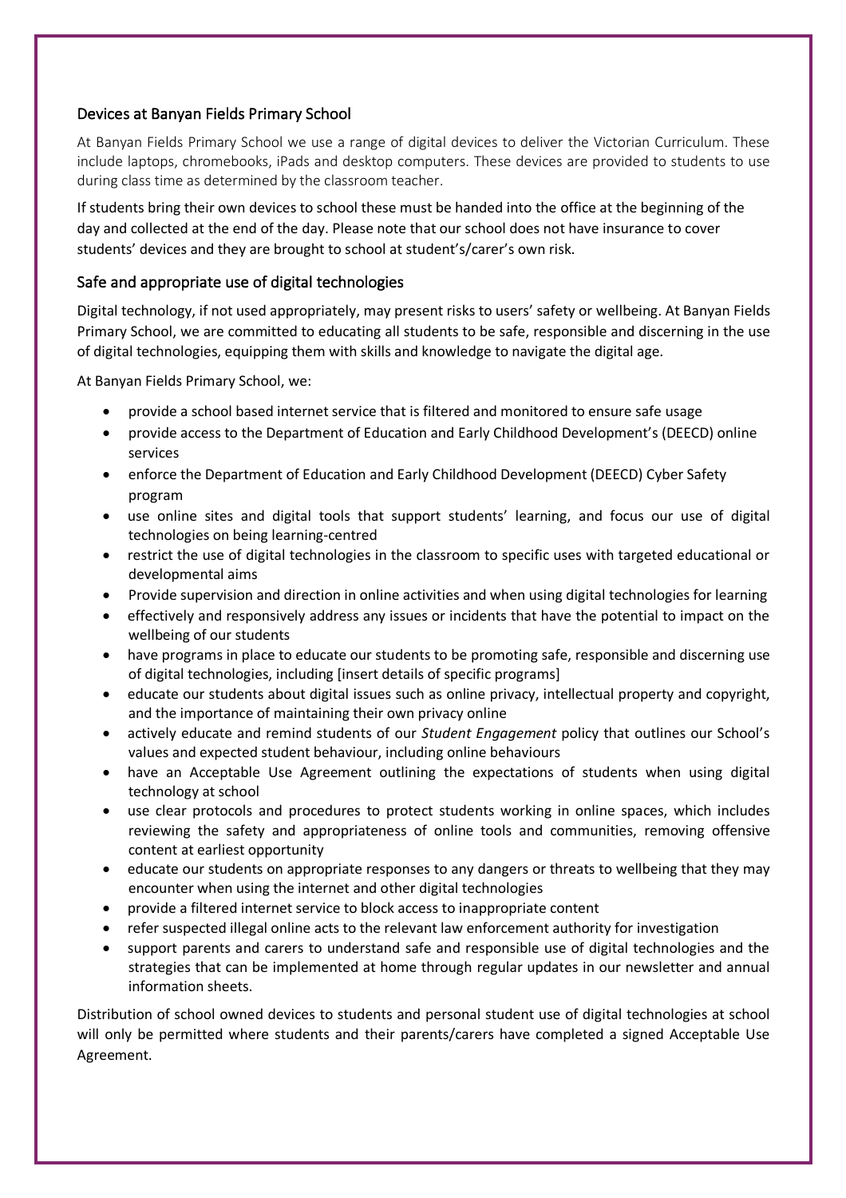## Devices at Banyan Fields Primary School

At Banyan Fields Primary School we use a range of digital devices to deliver the Victorian Curriculum. These include laptops, chromebooks, iPads and desktop computers. These devices are provided to students to use during class time as determined by the classroom teacher.

If students bring their own devices to school these must be handed into the office at the beginning of the day and collected at the end of the day. Please note that our school does not have insurance to cover students' devices and they are brought to school at student's/carer's own risk.

## Safe and appropriate use of digital technologies

Digital technology, if not used appropriately, may present risks to users' safety or wellbeing. At Banyan Fields Primary School, we are committed to educating all students to be safe, responsible and discerning in the use of digital technologies, equipping them with skills and knowledge to navigate the digital age.

At Banyan Fields Primary School, we:

- provide a school based internet service that is filtered and monitored to ensure safe usage
- provide access to the Department of Education and Early Childhood Development's (DEECD) online services
- enforce the Department of Education and Early Childhood Development (DEECD) Cyber Safety program
- use online sites and digital tools that support students' learning, and focus our use of digital technologies on being learning-centred
- restrict the use of digital technologies in the classroom to specific uses with targeted educational or developmental aims
- Provide supervision and direction in online activities and when using digital technologies for learning
- effectively and responsively address any issues or incidents that have the potential to impact on the wellbeing of our students
- have programs in place to educate our students to be promoting safe, responsible and discerning use of digital technologies, including [insert details of specific programs]
- educate our students about digital issues such as online privacy, intellectual property and copyright, and the importance of maintaining their own privacy online
- actively educate and remind students of our *Student Engagement* policy that outlines our School's values and expected student behaviour, including online behaviours
- have an Acceptable Use Agreement outlining the expectations of students when using digital technology at school
- use clear protocols and procedures to protect students working in online spaces, which includes reviewing the safety and appropriateness of online tools and communities, removing offensive content at earliest opportunity
- educate our students on appropriate responses to any dangers or threats to wellbeing that they may encounter when using the internet and other digital technologies
- provide a filtered internet service to block access to inappropriate content
- refer suspected illegal online acts to the relevant law enforcement authority for investigation
- support parents and carers to understand safe and responsible use of digital technologies and the strategies that can be implemented at home through regular updates in our newsletter and annual information sheets.

Distribution of school owned devices to students and personal student use of digital technologies at school will only be permitted where students and their parents/carers have completed a signed Acceptable Use Agreement.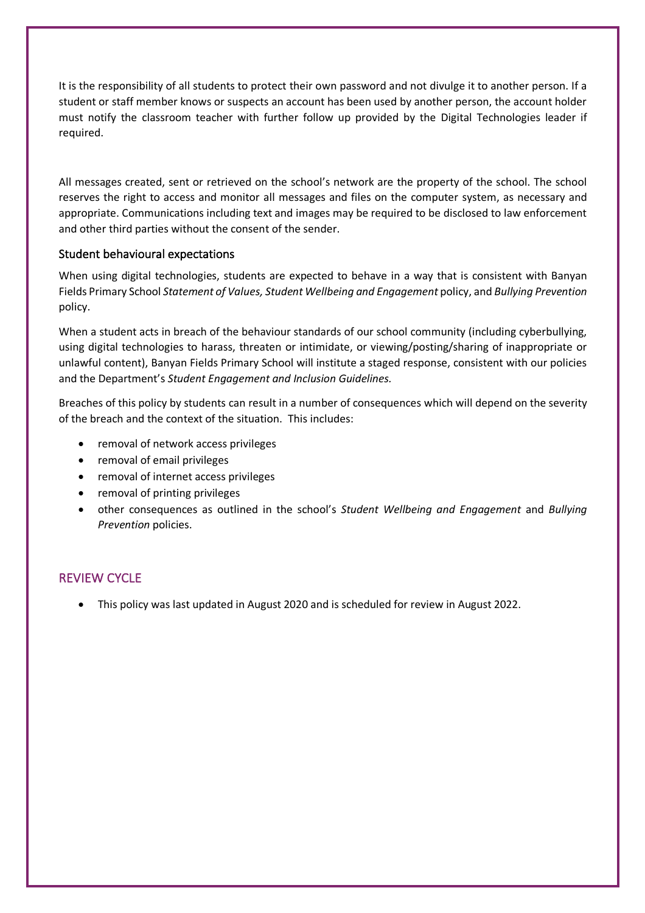It is the responsibility of all students to protect their own password and not divulge it to another person. If a student or staff member knows or suspects an account has been used by another person, the account holder must notify the classroom teacher with further follow up provided by the Digital Technologies leader if required.

All messages created, sent or retrieved on the school's network are the property of the school. The school reserves the right to access and monitor all messages and files on the computer system, as necessary and appropriate. Communications including text and images may be required to be disclosed to law enforcement and other third parties without the consent of the sender.

### Student behavioural expectations

When using digital technologies, students are expected to behave in a way that is consistent with Banyan Fields Primary School *Statement of Values, Student Wellbeing and Engagement* policy, and *Bullying Prevention* policy.

When a student acts in breach of the behaviour standards of our school community (including cyberbullying, using digital technologies to harass, threaten or intimidate, or viewing/posting/sharing of inappropriate or unlawful content), Banyan Fields Primary School will institute a staged response, consistent with our policies and the Department's *Student Engagement and Inclusion Guidelines.*

Breaches of this policy by students can result in a number of consequences which will depend on the severity of the breach and the context of the situation. This includes:

- removal of network access privileges
- removal of email privileges
- removal of internet access privileges
- removal of printing privileges
- other consequences as outlined in the school's *Student Wellbeing and Engagement* and *Bullying Prevention* policies.

## REVIEW CYCLE

- This policy was last updated in August 2020 and is scheduled for review in August 2022.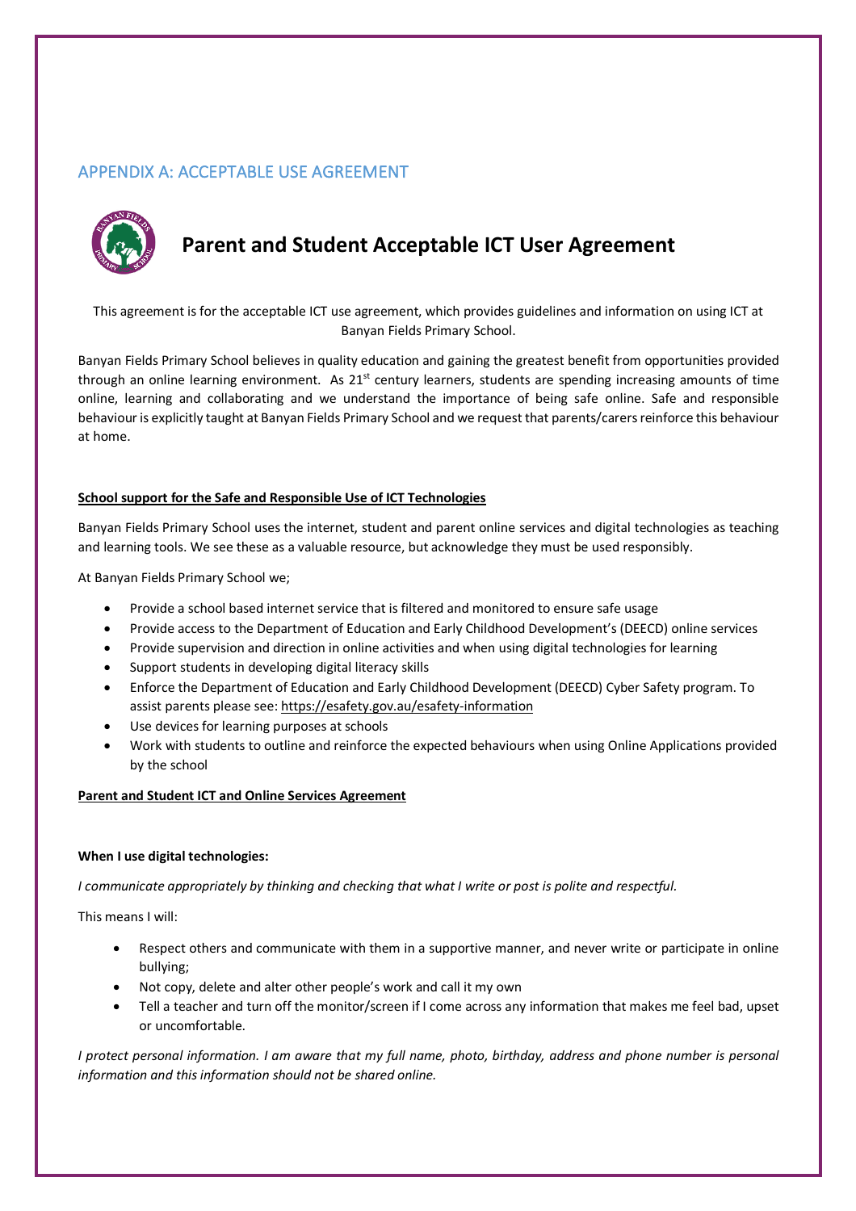## APPENDIX A: ACCEPTABLE USE AGREEMENT

# Parent and Student Acceptable ICT User Agreement

This agreement is for the acceptable ICT use agreement, which provides guidelines and information on using ICT at Banyan Fields Primary School.

Banyan Fields Primary School believes in quality education and gaining the greatest benefit from opportunities provided through an online learning environment. As 21st century learners, students are spending increasing amounts of time online, learning and collaborating and we understand the importance of being safe online. Safe and responsible behaviour is explicitly taught at Banyan Fields Primary School and we request that parents/carers reinforce this behaviour at home.

**School support for the Safe and Responsible Use of ICT Technologies**

Banyan Fields Primary School uses the internet, student and parent online services and digital technologies as teaching and learning tools. We see these as a valuable resource, but acknowledge they must be used responsibly.

At Banyan Fields Primary School we;

- Provide a school based internet service that is filtered and monitored to ensure safe usage
- Provide access to the Department of Education and Early Childhood Development's (DEECD) online services
- Provide supervision and direction in online activities and when using digital technologies for learning
- Support students in developing digital literacy skills
- Enforce the Department of Education and Early Childhood Development (DEECD) Cyber Safety program. To assist parents please see: https://esafety.gov.au/esafety-information
- Use devices for learning purposes at schools
- Work with students to outline and reinforce the expected behaviours when using Online Applications provided by the school

**Parent and Student ICT and Online Services Agreement**

**When I use digital technologies:**

*I communicate appropriately by thinking and checking that what I write or post is polite and respectful.*

This means I will:

- Respect others and communicate with them in a supportive manner, and never write or participate in online bullying;
- Not copy, delete and alter other people's work and call it my own
- Tell a teacher and turn off the monitor/screen if I come across any information that makes me feel bad, upset or uncomfortable.

*I protect personal information. I am aware that my full name, photo, birthday, address and phone number is personal information and this information should not be shared online.*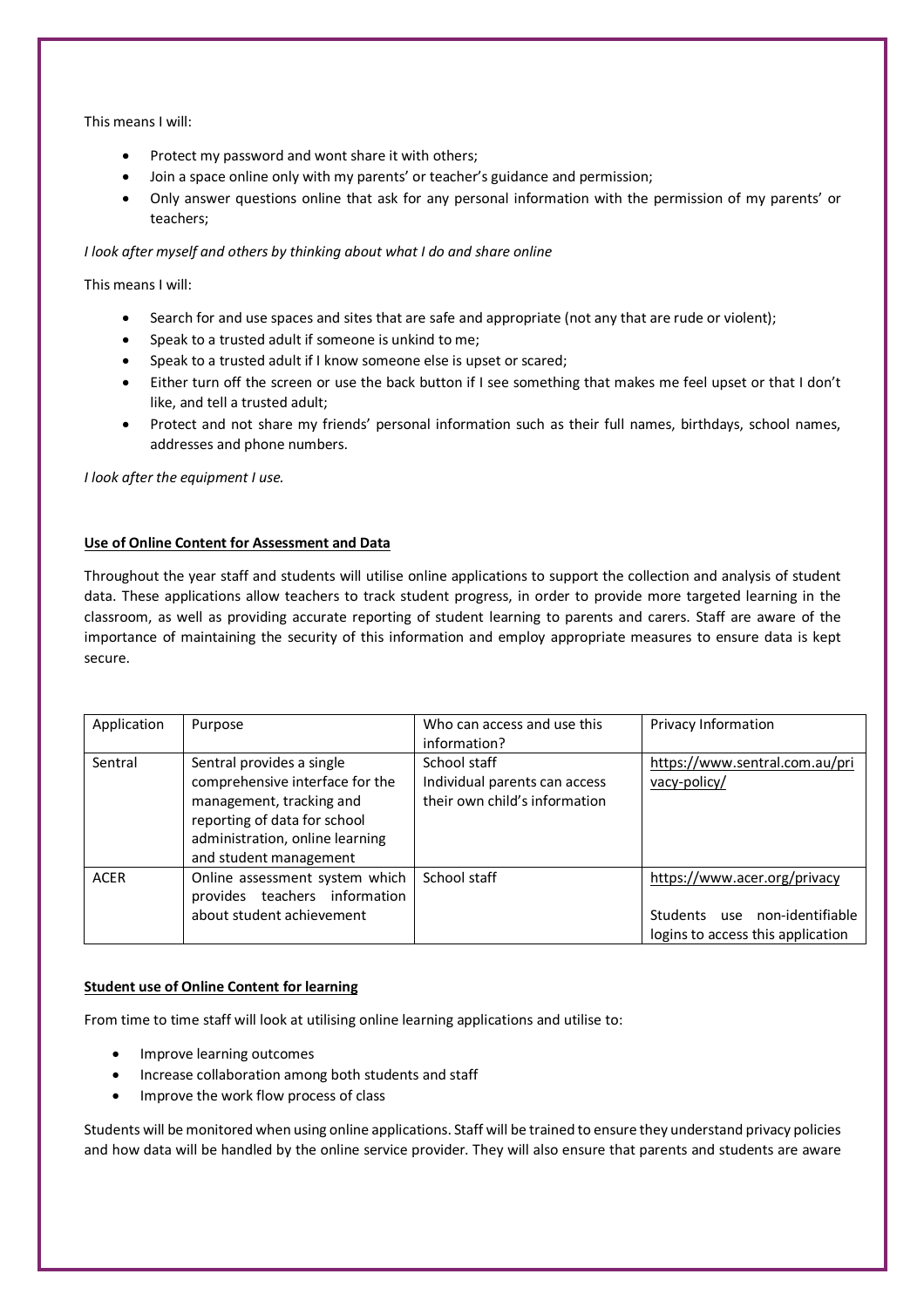This means I will:

- Protect my password and wont share it with others;
- Join a space online only with my parents' or teacher's guidance and permission;
- Only answer questions online that ask for any personal information with the permission of my parents' or teachers;

*I look after myself and others by thinking about what I do and share online*

This means I will:

- Search for and use spaces and sites that are safe and appropriate (not any that are rude or violent);
- Speak to a trusted adult if someone is unkind to me;
- Speak to a trusted adult if I know someone else is upset or scared;
- Either turn off the screen or use the back button if I see something that makes me feel upset or that I don't like, and tell a trusted adult;
- Protect and not share my friends' personal information such as their full names, birthdays, school names, addresses and phone numbers.

*I look after the equipment I use.*

**Use of Online Content for Assessment and Data**

Throughout the year staff and students will utilise online applications to support the collection and analysis of student data. These applications allow teachers to track student progress, in order to provide more targeted learning in the classroom, as well as providing accurate reporting of student learning to parents and carers. Staff are aware of the importance of maintaining the security of this information and employ appropriate measures to ensure data is kept secure.

| Application | Purpose | Who can access and use this information? | Privacy Information |
|---|---|---|---|
| Sentral | Sentral provides a single comprehensive interface for the management, tracking and reporting of data for school administration, online learning and student management | School staff<br>Individual parents can access their own child's information | https://www.sentral.com.au/privacy-policy/ |
| ACER | Online assessment system which provides teachers information about student achievement | School staff | https://www.acer.org/privacy<br><br>Students use non-identifiable logins to access this application |

**Student use of Online Content for learning**

From time to time staff will look at utilising online learning applications and utilise to:

- Improve learning outcomes
- Increase collaboration among both students and staff
- Improve the work flow process of class

Students will be monitored when using online applications. Staff will be trained to ensure they understand privacy policies and how data will be handled by the online service provider. They will also ensure that parents and students are aware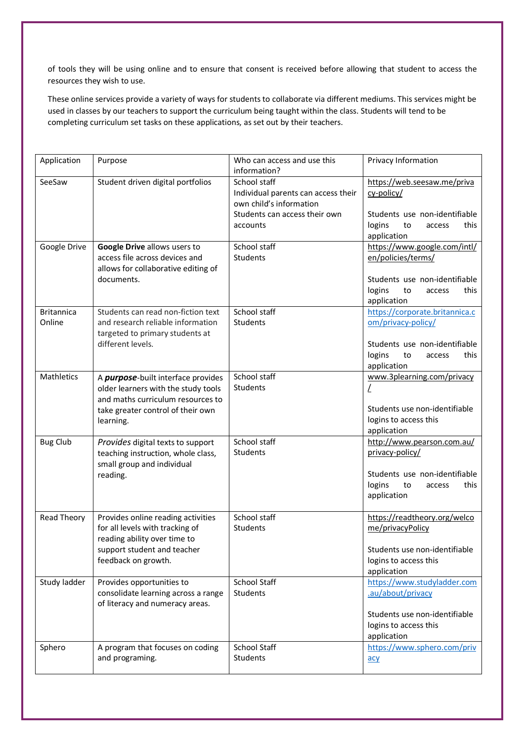of tools they will be using online and to ensure that consent is received before allowing that student to access the resources they wish to use.

These online services provide a variety of ways for students to collaborate via different mediums. This services might be used in classes by our teachers to support the curriculum being taught within the class. Students will tend to be completing curriculum set tasks on these applications, as set out by their teachers.

| Application | Purpose | Who can access and use this information? | Privacy Information |
|---|---|---|---|
| SeeSaw | Student driven digital portfolios | School staff<br>Individual parents can access their own child's information<br>Students can access their own accounts | https://web.seesaw.me/privacy-policy/<br><br>Students use non-identifiable logins to access this application |
| Google Drive | **Google Drive** allows users to access file across devices and allows for collaborative editing of documents. | School staff<br>Students | https://www.google.com/intl/en/policies/terms/<br><br>Students use non-identifiable logins to access this application |
| Britannica Online | Students can read non-fiction text and research reliable information targeted to primary students at different levels. | School staff<br>Students | https://corporate.britannica.com/privacy-policy/<br><br>Students use non-identifiable logins to access this application |
| Mathletics | A ***purpose***-built interface provides older learners with the study tools and maths curriculum resources to take greater control of their own learning. | School staff<br>Students | www.3plearning.com/privacy/<br><br>Students use non-identifiable logins to access this application |
| Bug Club | *Provides* digital texts to support teaching instruction, whole class, small group and individual reading. | School staff<br>Students | http://www.pearson.com.au/privacy-policy/<br><br>Students use non-identifiable logins to access this application |
| Read Theory | Provides online reading activities for all levels with tracking of reading ability over time to support student and teacher feedback on growth. | School staff<br>Students | https://readtheory.org/welcome/privacyPolicy<br><br>Students use non-identifiable logins to access this application |
| Study ladder | Provides opportunities to consolidate learning across a range of literacy and numeracy areas. | School Staff<br>Students | https://www.studyladder.com.au/about/privacy<br><br>Students use non-identifiable logins to access this application |
| Sphero | A program that focuses on coding and programing. | School Staff<br>Students | https://www.sphero.com/privacy |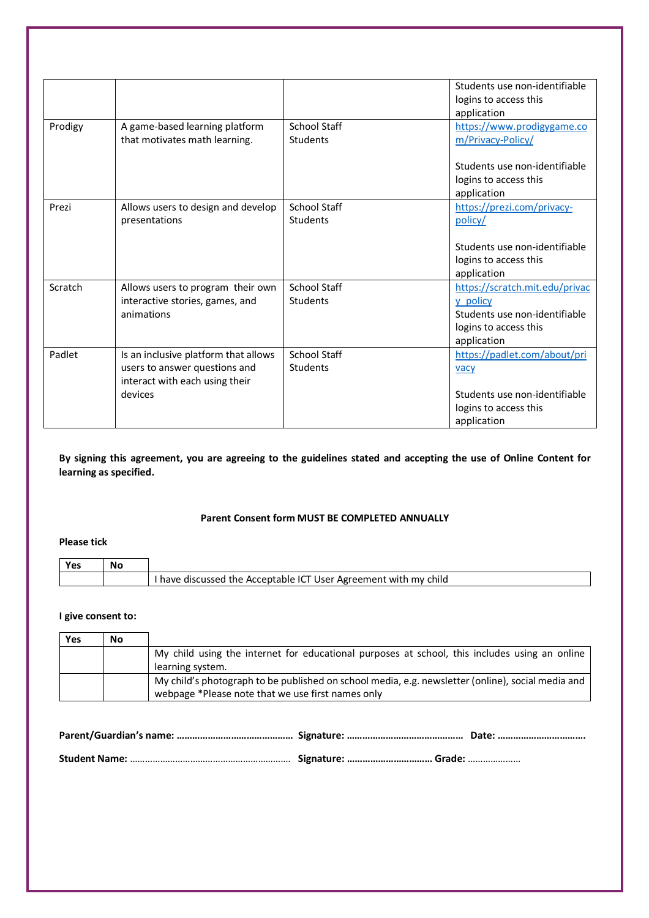| | | | |
|---|---|---|---|
| | | | Students use non-identifiable logins to access this application |
| Prodigy | A game-based learning platform that motivates math learning. | School Staff<br>Students | https://www.prodigygame.com/Privacy-Policy/<br><br>Students use non-identifiable logins to access this application |
| Prezi | Allows users to design and develop presentations | School Staff<br>Students | https://prezi.com/privacy-policy/<br><br>Students use non-identifiable logins to access this application |
| Scratch | Allows users to program their own interactive stories, games, and animations | School Staff<br>Students | https://scratch.mit.edu/privacy_policy<br>Students use non-identifiable logins to access this application |
| Padlet | Is an inclusive platform that allows users to answer questions and interact with each using their devices | School Staff<br>Students | https://padlet.com/about/privacy<br><br>Students use non-identifiable logins to access this application |

**By signing this agreement, you are agreeing to the guidelines stated and accepting the use of Online Content for learning as specified.**

**Parent Consent form MUST BE COMPLETED ANNUALLY**

**Please tick**

| Yes | No | |
|---|---|---|
| | | I have discussed the Acceptable ICT User Agreement with my child |

**I give consent to:**

| Yes | No | |
|---|---|---|
| | | My child using the internet for educational purposes at school, this includes using an online learning system. |
| | | My child's photograph to be published on school media, e.g. newsletter (online), social media and webpage *Please note that we use first names only |

**Parent/Guardian's name:** ……………………………………… **Signature:** ……………………………………… **Date:** ……………………………

**Student Name:** ……………………………………………………… **Signature:** …………………………… **Grade:** …………………